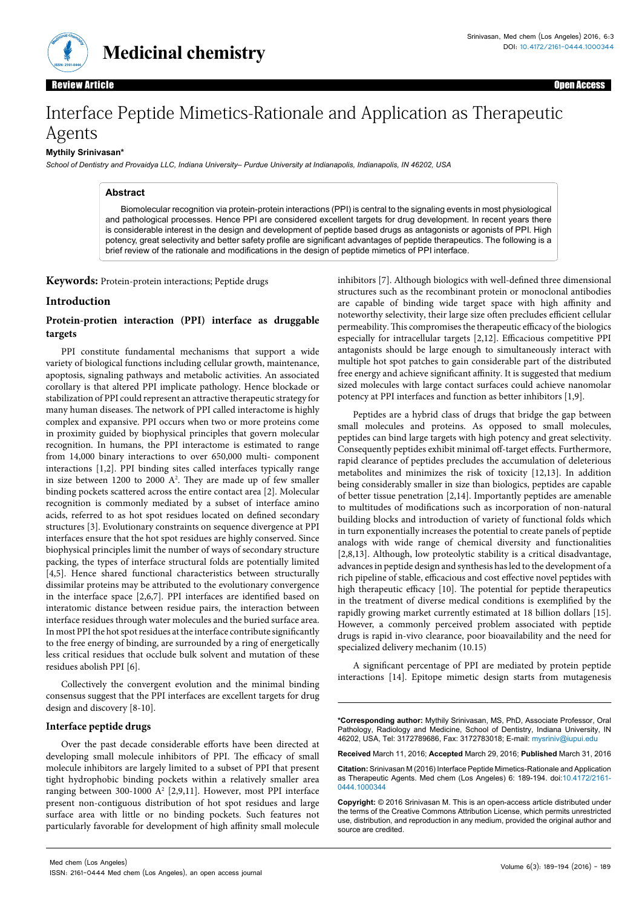# Interface Peptide Mimetics-Rationale and Application as Therapeutic Agents

**Mythily Srinivasan***

*School of Dentistry and Provaidya LLC, Indiana University– Purdue University at Indianapolis, Indianapolis, IN 46202, USA*

Review Article | Open Access

## Abstract

Biomolecular recognition via protein-protein interactions (PPI) is central to the signaling events in most physiological and pathological processes. Hence PPI are considered excellent targets for drug development. In recent years there is considerable interest in the design and development of peptide based drugs as antagonists or agonists of PPI. High potency, great selectivity and better safety profile are significant advantages of peptide therapeutics. The following is a brief review of the rationale and modifications in the design of peptide mimetics of PPI interface.

**Keywords:** Protein-protein interactions; Peptide drugs

## Introduction

### Protein-protien interaction (PPI) interface as druggable targets

PPI constitute fundamental mechanisms that support a wide variety of biological functions including cellular growth, maintenance, apoptosis, signaling pathways and metabolic activities. An associated corollary is that altered PPI implicate pathology. Hence blockade or stabilization of PPI could represent an attractive therapeutic strategy for many human diseases. The network of PPI called interactome is highly complex and expansive. PPI occurs when two or more proteins come in proximity guided by biophysical principles that govern molecular recognition. In humans, the PPI interactome is estimated to range from 14,000 binary interactions to over 650,000 multi- component interactions [1,2]. PPI binding sites called interfaces typically range in size between 1200 to 2000 $A^2$. They are made up of few smaller binding pockets scattered across the entire contact area [2]. Molecular recognition is commonly mediated by a subset of interface amino acids, referred to as hot spot residues located on defined secondary structures [3]. Evolutionary constraints on sequence divergence at PPI interfaces ensure that the hot spot residues are highly conserved. Since biophysical principles limit the number of ways of secondary structure packing, the types of interface structural folds are potentially limited [4,5]. Hence shared functional characteristics between structurally dissimilar proteins may be attributed to the evolutionary convergence in the interface space [2,6,7]. PPI interfaces are identified based on interatomic distance between residue pairs, the interaction between interface residues through water molecules and the buried surface area. In most PPI the hot spot residues at the interface contribute significantly to the free energy of binding, are surrounded by a ring of energetically less critical residues that occlude bulk solvent and mutation of these residues abolish PPI [6].

Collectively the convergent evolution and the minimal binding consensus suggest that the PPI interfaces are excellent targets for drug design and discovery [8-10].

### Interface peptide drugs

Over the past decade considerable efforts have been directed at developing small molecule inhibitors of PPI. The efficacy of small molecule inhibitors are largely limited to a subset of PPI that present tight hydrophobic binding pockets within a relatively smaller area ranging between 300-1000 $A^2$ [2,9,11]. However, most PPI interface present non-contiguous distribution of hot spot residues and large surface area with little or no binding pockets. Such features not particularly favorable for development of high affinity small molecule inhibitors [7]. Although biologics with well-defined three dimensional structures such as the recombinant protein or monoclonal antibodies are capable of binding wide target space with high affinity and noteworthy selectivity, their large size often precludes efficient cellular permeability. This compromises the therapeutic efficacy of the biologics especially for intracellular targets [2,12]. Efficacious competitive PPI antagonists should be large enough to simultaneously interact with multiple hot spot patches to gain considerable part of the distributed free energy and achieve significant affinity. It is suggested that medium sized molecules with large contact surfaces could achieve nanomolar potency at PPI interfaces and function as better inhibitors [1,9].

Peptides are a hybrid class of drugs that bridge the gap between small molecules and proteins. As opposed to small molecules, peptides can bind large targets with high potency and great selectivity. Consequently peptides exhibit minimal off-target effects. Furthermore, rapid clearance of peptides precludes the accumulation of deleterious metabolites and minimizes the risk of toxicity [12,13]. In addition being considerably smaller in size than biologics, peptides are capable of better tissue penetration [2,14]. Importantly peptides are amenable to multitudes of modifications such as incorporation of non-natural building blocks and introduction of variety of functional folds which in turn exponentially increases the potential to create panels of peptide analogs with wide range of chemical diversity and functionalities [2,8,13]. Although, low proteolytic stability is a critical disadvantage, advances in peptide design and synthesis has led to the development of a rich pipeline of stable, efficacious and cost effective novel peptides with high therapeutic efficacy [10]. The potential for peptide therapeutics in the treatment of diverse medical conditions is exemplified by the rapidly growing market currently estimated at 18 billion dollars [15]. However, a commonly perceived problem associated with peptide drugs is rapid in-vivo clearance, poor bioavailability and the need for specialized delivery mechanism (10.15)

A significant percentage of PPI are mediated by protein peptide interactions [14]. Epitope mimetic design starts from mutagenesis

**\*Corresponding author:** Mythily Srinivasan, MS, PhD, Associate Professor, Oral Pathology, Radiology and Medicine, School of Dentistry, Indiana University, IN 46202, USA, Tel: 3172789686, Fax: 3172783018; E-mail: mysriniv@iupui.edu

**Received** March 11, 2016; **Accepted** March 29, 2016; **Published** March 31, 2016

**Citation:** Srinivasan M (2016) Interface Peptide Mimetics-Rationale and Application as Therapeutic Agents. Med chem (Los Angeles) 6: 189-194. doi:10.4172/2161-0444.1000344

**Copyright:** © 2016 Srinivasan M. This is an open-access article distributed under the terms of the Creative Commons Attribution License, which permits unrestricted use, distribution, and reproduction in any medium, provided the original author and source are credited.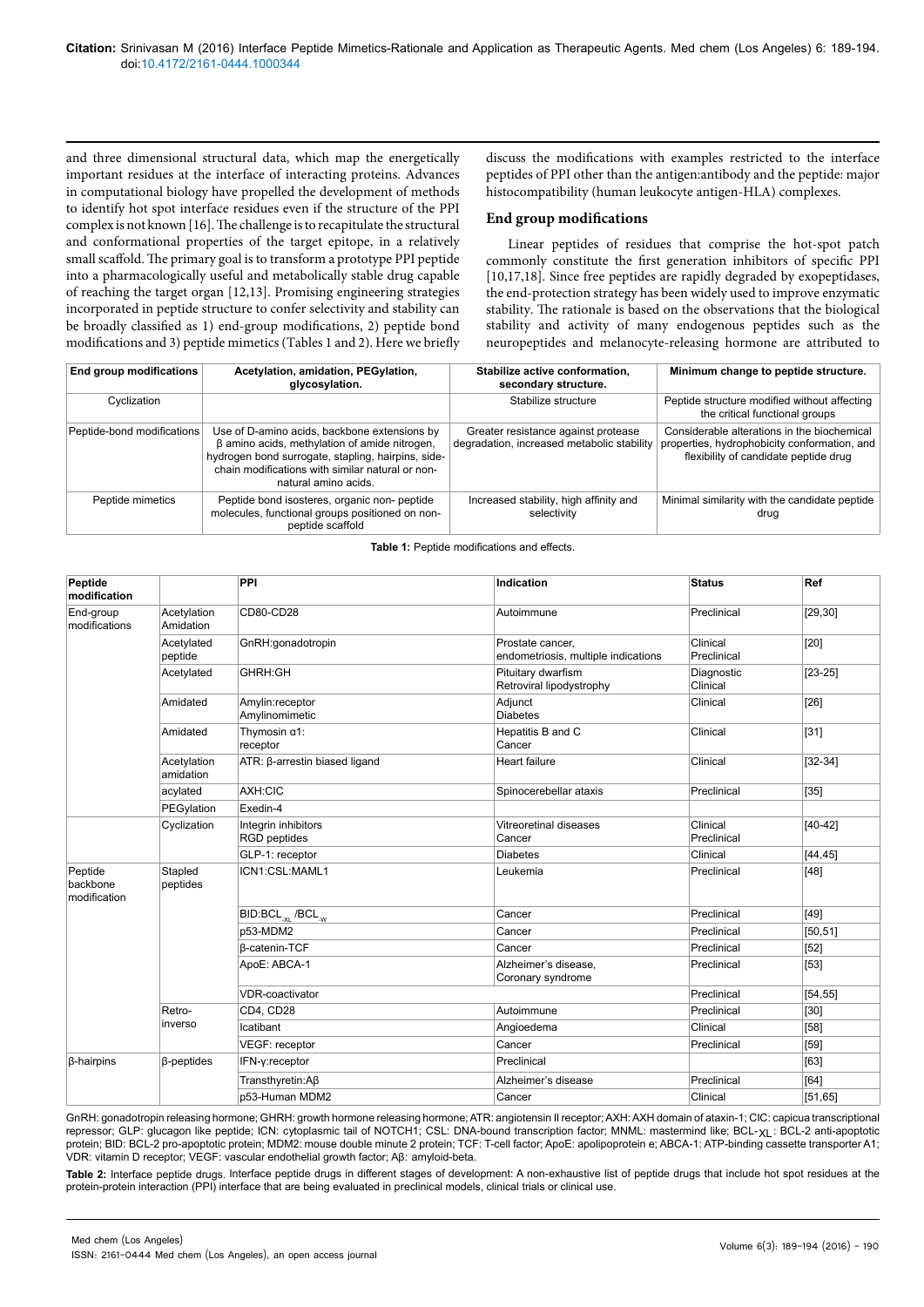and three dimensional structural data, which map the energetically important residues at the interface of interacting proteins. Advances in computational biology have propelled the development of methods to identify hot spot interface residues even if the structure of the PPI complex is not known [16]. The challenge is to recapitulate the structural and conformational properties of the target epitope, in a relatively small scaffold. The primary goal is to transform a prototype PPI peptide into a pharmacologically useful and metabolically stable drug capable of reaching the target organ [12,13]. Promising engineering strategies incorporated in peptide structure to confer selectivity and stability can be broadly classified as 1) end-group modifications, 2) peptide bond modifications and 3) peptide mimetics (Tables 1 and 2). Here we briefly discuss the modifications with examples restricted to the interface peptides of PPI other than the antigen:antibody and the peptide: major histocompatibility (human leukocyte antigen-HLA) complexes.

## End group modifications

Linear peptides of residues that comprise the hot-spot patch commonly constitute the first generation inhibitors of specific PPI [10,17,18]. Since free peptides are rapidly degraded by exopeptidases, the end-protection strategy has been widely used to improve enzymatic stability. The rationale is based on the observations that the biological stability and activity of many endogenous peptides such as the neuropeptides and melanocyte-releasing hormone are attributed to

| End group modifications | Acetylation, amidation, PEGylation, glycosylation. | Stabilize active conformation, secondary structure. | Minimum change to peptide structure. |
|---|---|---|---|
| Cyclization | | Stabilize structure | Peptide structure modified without affecting the critical functional groups |
| Peptide-bond modifications | Use of D-amino acids, backbone extensions by β amino acids, methylation of amide nitrogen, hydrogen bond surrogate, stapling, hairpins, side-chain modifications with similar natural or non-natural amino acids. | Greater resistance against protease degradation, increased metabolic stability | Considerable alterations in the biochemical properties, hydrophobicity conformation, and flexibility of candidate peptide drug |
| Peptide mimetics | Peptide bond isosteres, organic non- peptide molecules, functional groups positioned on non-peptide scaffold | Increased stability, high affinity and selectivity | Minimal similarity with the candidate peptide drug |

**Table 1:** Peptide modifications and effects.

| Peptide modification | | PPI | Indication | Status | Ref |
|---|---|---|---|---|---|
| End-group modifications | Acetylation Amidation | CD80-CD28 | Autoimmune | Preclinical | [29,30] |
| | Acetylated peptide | GnRH:gonadotropin | Prostate cancer, endometriosis, multiple indications | Clinical Preclinical | [20] |
| | Acetylated | GHRH:GH | Pituitary dwarfism Retroviral lipodystrophy | Diagnostic Clinical | [23-25] |
| | Amidated | Amylin:receptor Amylinomimetic | Adjunct Diabetes | Clinical | [26] |
| | Amidated | Thymosin α1: receptor | Hepatitis B and C Cancer | Clinical | [31] |
| | Acetylation amidation | ATR: β-arrestin biased ligand | Heart failure | Clinical | [32-34] |
| | acylated | AXH:CIC | Spinocerebellar ataxis | Preclinical | [35] |
| | PEGylation | Exedin-4 | | | |
| | Cyclization | Integrin inhibitors RGD peptides | Vitreoretinal diseases Cancer | Clinical Preclinical | [40-42] |
| | | GLP-1: receptor | Diabetes | Clinical | [44,45] |
| Peptide backbone modification | Stapled peptides | ICN1:CSL:MAML1 | Leukemia | Preclinical | [48] |
| | | BID:$BCL_{-XL}$ /$BCL_{-W}$ | Cancer | Preclinical | [49] |
| | | p53-MDM2 | Cancer | Preclinical | [50,51] |
| | | β-catenin-TCF | Cancer | Preclinical | [52] |
| | | ApoE: ABCA-1 | Alzheimer's disease, Coronary syndrome | Preclinical | [53] |
| | | VDR-coactivator | | Preclinical | [54,55] |
| | Retro-inverso | CD4, CD28 | Autoimmune | Preclinical | [30] |
| | | Icatibant | Angioedema | Clinical | [58] |
| | | VEGF: receptor | Cancer | Preclinical | [59] |
| β-hairpins | β-peptides | IFN-γ:receptor | Preclinical | | [63] |
| | | Transthyretin:Aβ | Alzheimer's disease | Preclinical | [64] |
| | | p53-Human MDM2 | Cancer | Clinical | [51,65] |

GnRH: gonadotropin releasing hormone; GHRH: growth hormone releasing hormone; ATR: angiotensin II receptor; AXH: AXH domain of ataxin-1; CIC: capicua transcriptional repressor; GLP: glucagon like peptide; ICN: cytoplasmic tail of NOTCH1; CSL: DNA-bound transcription factor; MNML: mastermind like; $BCL_{XL}$: BCL-2 anti-apoptotic protein; BID: BCL-2 pro-apoptotic protein; MDM2: mouse double minute 2 protein; TCF: T-cell factor; ApoE: apolipoprotein e; ABCA-1: ATP-binding cassette transporter A1; VDR: vitamin D receptor; VEGF: vascular endothelial growth factor; Aβ: amyloid-beta.

**Table 2:** Interface peptide drugs. Interface peptide drugs in different stages of development: A non-exhaustive list of peptide drugs that include hot spot residues at the protein-protein interaction (PPI) interface that are being evaluated in preclinical models, clinical trials or clinical use.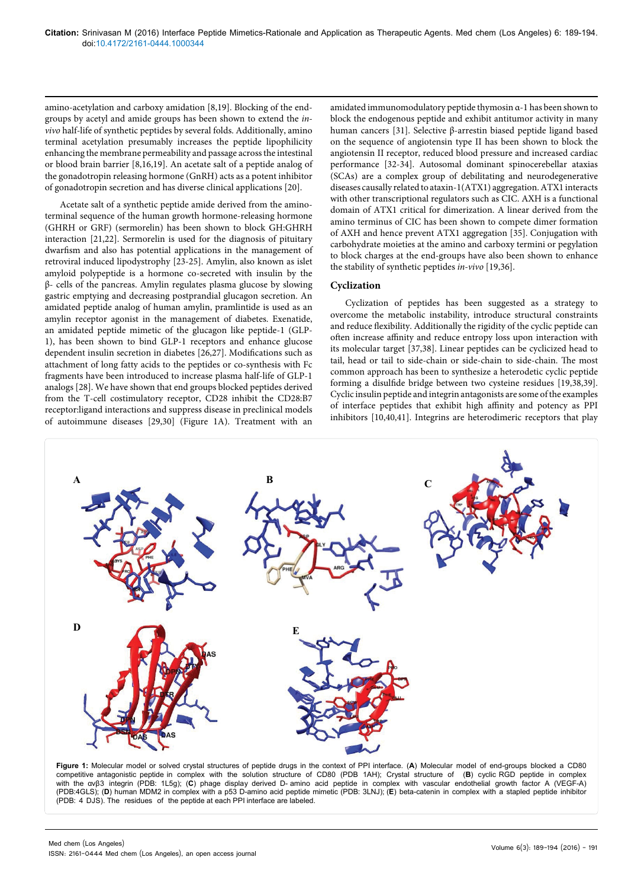amino-acetylation and carboxy amidation [8,19]. Blocking of the end-groups by acetyl and amide groups has been shown to extend the *in-vivo* half-life of synthetic peptides by several folds. Additionally, amino terminal acetylation presumably increases the peptide lipophilicity enhancing the membrane permeability and passage across the intestinal or blood brain barrier [8,16,19]. An acetate salt of a peptide analog of the gonadotropin releasing hormone (GnRH) acts as a potent inhibitor of gonadotropin secretion and has diverse clinical applications [20].

Acetate salt of a synthetic peptide amide derived from the amino-terminal sequence of the human growth hormone-releasing hormone (GHRH or GRF) (sermorelin) has been shown to block GH:GHRH interaction [21,22]. Sermorelin is used for the diagnosis of pituitary dwarfism and also has potential applications in the management of retroviral induced lipodystrophy [23-25]. Amylin, also known as islet amyloid polypeptide is a hormone co-secreted with insulin by the β- cells of the pancreas. Amylin regulates plasma glucose by slowing gastric emptying and decreasing postprandial glucagon secretion. An amidated peptide analog of human amylin, pramlintide is used as an amylin receptor agonist in the management of diabetes. Exenatide, an amidated peptide mimetic of the glucagon like peptide-1 (GLP-1), has been shown to bind GLP-1 receptors and enhance glucose dependent insulin secretion in diabetes [26,27]. Modifications such as attachment of long fatty acids to the peptides or co-synthesis with Fc fragments have been introduced to increase plasma half-life of GLP-1 analogs [28]. We have shown that end groups blocked peptides derived from the T-cell costimulatory receptor, CD28 inhibit the CD28:B7 receptor:ligand interactions and suppress disease in preclinical models of autoimmune diseases [29,30] (Figure 1A). Treatment with an amidated immunomodulatory peptide thymosin α-1 has been shown to block the endogenous peptide and exhibit antitumor activity in many human cancers [31]. Selective β-arrestin biased peptide ligand based on the sequence of angiotensin type II has been shown to block the angiotensin II receptor, reduced blood pressure and increased cardiac performance [32-34]. Autosomal dominant spinocerebellar ataxias (SCAs) are a complex group of debilitating and neurodegenerative diseases causally related to ataxin-1(ATX1) aggregation. ATX1 interacts with other transcriptional regulators such as CIC. AXH is a functional domain of ATX1 critical for dimerization. A linear derived from the amino terminus of CIC has been shown to compete dimer formation of AXH and hence prevent ATX1 aggregation [35]. Conjugation with carbohydrate moieties at the amino and carboxy termini or pegylation to block charges at the end-groups have also been shown to enhance the stability of synthetic peptides *in-vivo* [19,36].

### Cyclization

Cyclization of peptides has been suggested as a strategy to overcome the metabolic instability, introduce structural constraints and reduce flexibility. Additionally the rigidity of the cyclic peptide can often increase affinity and reduce entropy loss upon interaction with its molecular target [37,38]. Linear peptides can be cyclicized head to tail, head or tail to side-chain or side-chain to side-chain. The most common approach has been to synthesize a heterodetic cyclic peptide forming a disulfide bridge between two cysteine residues [19,38,39]. Cyclic insulin peptide and integrin antagonists are some of the examples of interface peptides that exhibit high affinity and potency as PPI inhibitors [10,40,41]. Integrins are heterodimeric receptors that play

**Figure 1:** Molecular model or solved crystal structures of peptide drugs in the context of PPI interface. (**A**) Molecular model of end-groups blocked a CD80 competitive antagonistic peptide in complex with the solution structure of CD80 (PDB 1AH); Crystal structure of (**B**) cyclic RGD peptide in complex with the αvβ3 integrin (PDB: 1L5g); (**C**) phage display derived D- amino acid peptide in complex with vascular endothelial growth factor A (VEGF-A) (PDB:4GLS); (**D**) human MDM2 in complex with a p53 D-amino acid peptide mimetic (PDB: 3LNJ); (**E**) beta-catenin in complex with a stapled peptide inhibitor (PDB: 4 DJS). The residues of the peptide at each PPI interface are labeled.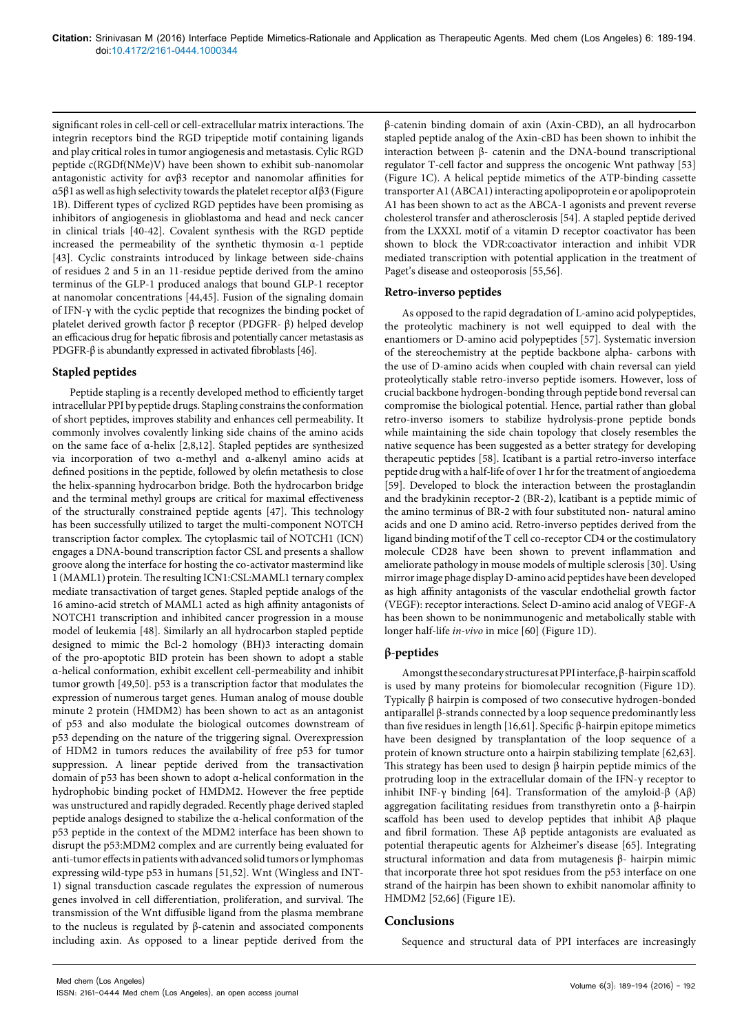significant roles in cell-cell or cell-extracellular matrix interactions. The integrin receptors bind the RGD tripeptide motif containing ligands and play critical roles in tumor angiogenesis and metastasis. Cylic RGD peptide c(RGDf(NMe)V) have been shown to exhibit sub-nanomolar antagonistic activity for αvβ3 receptor and nanomolar affinities for α5β1 as well as high selectivity towards the platelet receptor αIβ3 (Figure 1B). Different types of cyclized RGD peptides have been promising as inhibitors of angiogenesis in glioblastoma and head and neck cancer in clinical trials [40-42]. Covalent synthesis with the RGD peptide increased the permeability of the synthetic thymosin α-1 peptide [43]. Cyclic constraints introduced by linkage between side-chains of residues 2 and 5 in an 11-residue peptide derived from the amino terminus of the GLP-1 produced analogs that bound GLP-1 receptor at nanomolar concentrations [44,45]. Fusion of the signaling domain of IFN-γ with the cyclic peptide that recognizes the binding pocket of platelet derived growth factor β receptor (PDGFR- β) helped develop an efficacious drug for hepatic fibrosis and potentially cancer metastasis as PDGFR-β is abundantly expressed in activated fibroblasts [46].

### Stapled peptides

Peptide stapling is a recently developed method to efficiently target intracellular PPI by peptide drugs. Stapling constrains the conformation of short peptides, improves stability and enhances cell permeability. It commonly involves covalently linking side chains of the amino acids on the same face of α-helix [2,8,12]. Stapled peptides are synthesized via incorporation of two α-methyl and α-alkenyl amino acids at defined positions in the peptide, followed by olefin metathesis to close the helix-spanning hydrocarbon bridge. Both the hydrocarbon bridge and the terminal methyl groups are critical for maximal effectiveness of the structurally constrained peptide agents [47]. This technology has been successfully utilized to target the multi-component NOTCH transcription factor complex. The cytoplasmic tail of NOTCH1 (ICN) engages a DNA-bound transcription factor CSL and presents a shallow groove along the interface for hosting the co-activator mastermind like 1 (MAML1) protein. The resulting ICN1:CSL:MAML1 ternary complex mediate transactivation of target genes. Stapled peptide analogs of the 16 amino-acid stretch of MAML1 acted as high affinity antagonists of NOTCH1 transcription and inhibited cancer progression in a mouse model of leukemia [48]. Similarly an all hydrocarbon stapled peptide designed to mimic the Bcl-2 homology (BH)3 interacting domain of the pro-apoptotic BID protein has been shown to adopt a stable α-helical conformation, exhibit excellent cell-permeability and inhibit tumor growth [49,50]. p53 is a transcription factor that modulates the expression of numerous target genes. Human analog of mouse double minute 2 protein (HMDM2) has been shown to act as an antagonist of p53 and also modulate the biological outcomes downstream of p53 depending on the nature of the triggering signal. Overexpression of HDM2 in tumors reduces the availability of free p53 for tumor suppression. A linear peptide derived from the transactivation domain of p53 has been shown to adopt α-helical conformation in the hydrophobic binding pocket of HMDM2. However the free peptide was unstructured and rapidly degraded. Recently phage derived stapled peptide analogs designed to stabilize the α-helical conformation of the p53 peptide in the context of the MDM2 interface has been shown to disrupt the p53:MDM2 complex and are currently being evaluated for anti-tumor effects in patients with advanced solid tumors or lymphomas expressing wild-type p53 in humans [51,52]. Wnt (Wingless and INT-1) signal transduction cascade regulates the expression of numerous genes involved in cell differentiation, proliferation, and survival. The transmission of the Wnt diffusible ligand from the plasma membrane to the nucleus is regulated by β-catenin and associated components including axin. As opposed to a linear peptide derived from the β-catenin binding domain of axin (Axin-CBD), an all hydrocarbon stapled peptide analog of the Axin-cBD has been shown to inhibit the interaction between β- catenin and the DNA-bound transcriptional regulator T-cell factor and suppress the oncogenic Wnt pathway [53] (Figure 1C). A helical peptide mimetics of the ATP-binding cassette transporter A1 (ABCA1) interacting apolipoprotein e or apolipoprotein A1 has been shown to act as the ABCA-1 agonists and prevent reverse cholesterol transfer and atherosclerosis [54]. A stapled peptide derived from the LXXXL motif of a vitamin D receptor coactivator has been shown to block the VDR:coactivator interaction and inhibit VDR mediated transcription with potential application in the treatment of Paget's disease and osteoporosis [55,56].

### Retro-inverso peptides

As opposed to the rapid degradation of L-amino acid polypeptides, the proteolytic machinery is not well equipped to deal with the enantiomers or D-amino acid polypeptides [57]. Systematic inversion of the stereochemistry at the peptide backbone alpha- carbons with the use of D-amino acids when coupled with chain reversal can yield proteolytically stable retro-inverso peptide isomers. However, loss of crucial backbone hydrogen-bonding through peptide bond reversal can compromise the biological potential. Hence, partial rather than global retro-inverso isomers to stabilize hydrolysis-prone peptide bonds while maintaining the side chain topology that closely resembles the native sequence has been suggested as a better strategy for developing therapeutic peptides [58]. Icatibant is a partial retro-inverso interface peptide drug with a half-life of over 1 hr for the treatment of angioedema [59]. Developed to block the interaction between the prostaglandin and the bradykinin receptor-2 (BR-2), lcatibant is a peptide mimic of the amino terminus of BR-2 with four substituted non- natural amino acids and one D amino acid. Retro-inverso peptides derived from the ligand binding motif of the T cell co-receptor CD4 or the costimulatory molecule CD28 have been shown to prevent inflammation and ameliorate pathology in mouse models of multiple sclerosis [30]. Using mirror image phage display D-amino acid peptides have been developed as high affinity antagonists of the vascular endothelial growth factor (VEGF): receptor interactions. Select D-amino acid analog of VEGF-A has been shown to be nonimmunogenic and metabolically stable with longer half-life *in-vivo* in mice [60] (Figure 1D).

### β-peptides

Amongst the secondary structures at PPI interface, β-hairpin scaffold is used by many proteins for biomolecular recognition (Figure 1D). Typically β hairpin is composed of two consecutive hydrogen-bonded antiparallel β-strands connected by a loop sequence predominantly less than five residues in length [16,61]. Specific β-hairpin epitope mimetics have been designed by transplantation of the loop sequence of a protein of known structure onto a hairpin stabilizing template [62,63]. This strategy has been used to design β hairpin peptide mimics of the protruding loop in the extracellular domain of the IFN-γ receptor to inhibit INF-γ binding [64]. Transformation of the amyloid-β (Aβ) aggregation facilitating residues from transthyretin onto a β-hairpin scaffold has been used to develop peptides that inhibit Aβ plaque and fibril formation. These Aβ peptide antagonists are evaluated as potential therapeutic agents for Alzheimer's disease [65]. Integrating structural information and data from mutagenesis β- hairpin mimic that incorporate three hot spot residues from the p53 interface on one strand of the hairpin has been shown to exhibit nanomolar affinity to HMDM2 [52,66] (Figure 1E).

## Conclusions

Sequence and structural data of PPI interfaces are increasingly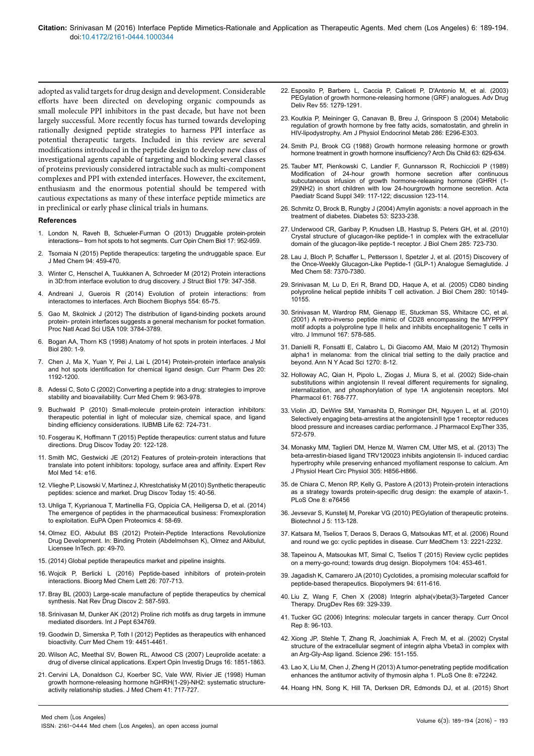adopted as valid targets for drug design and development. Considerable efforts have been directed on developing organic compounds as small molecule PPI inhibitors in the past decade, but have not been largely successful. More recently focus has turned towards developing rationally designed peptide strategies to harness PPI interface as potential therapeutic targets. Included in this review are several modifications introduced in the peptide design to develop new class of investigational agents capable of targeting and blocking several classes of proteins previously considered intractable such as multi-component complexes and PPI with extended interfaces. However, the excitement, enthusiasm and the enormous potential should be tempered with cautious expectations as many of these interface peptide mimetics are in preclinical or early phase clinical trials in humans.

## References

1. London N, Raveh B, Schueler-Furman O (2013) Druggable protein-protein interactions-- from hot spots to hot segments. Curr Opin Chem Biol 17: 952-959.
2. Tsomaia N (2015) Peptide therapeutics: targeting the undruggable space. Eur J Med Chem 94: 459-470.
3. Winter C, Henschel A, Tuukkanen A, Schroeder M (2012) Protein interactions in 3D:from interface evolution to drug discovery. J Struct Biol 179: 347-358.
4. Andreani J, Guerois R (2014) Evolution of protein interactions: from interactomes to interfaces. Arch Biochem Biophys 554: 65-75.
5. Gao M, Skolnick J (2012) The distribution of ligand-binding pockets around protein- protein interfaces suggests a general mechanism for pocket formation. Proc Natl Acad Sci USA 109: 3784-3789.
6. Bogan AA, Thorn KS (1998) Anatomy of hot spots in protein interfaces. J Mol Biol 280: 1-9.
7. Chen J, Ma X, Yuan Y, Pei J, Lai L (2014) Protein-protein interface analysis and hot spots identification for chemical ligand design. Curr Pharm Des 20: 1192-1200.
8. Adessi C, Soto C (2002) Converting a peptide into a drug: strategies to improve stability and bioavailability. Curr Med Chem 9: 963-978.
9. Buchwald P (2010) Small-molecule protein-protein interaction inhibitors: therapeutic potential in light of molecular size, chemical space, and ligand binding efficiency considerations. IUBMB Life 62: 724-731.
10. Fosgerau K, Hoffmann T (2015) Peptide therapeutics: current status and future directions. Drug Discov Today 20: 122-128.
11. Smith MC, Gestwicki JE (2012) Features of protein-protein interactions that translate into potent inhibitors: topology, surface area and affinity. Expert Rev Mol Med 14: e16.
12. Vlieghe P, Lisowski V, Martinez J, Khrestchatisky M (2010) Synthetic therapeutic peptides: science and market. Drug Discov Today 15: 40-56.
13. Uhliga T, Kyprianoua T, Martinellia FG, Oppicia CA, Heiligersa D, et al. (2014) The emergence of peptides in the pharmaceutical business: Fromexploration to exploitation. EuPA Open Proteomics 4: 58-69.
14. Olmez EO, Akbulut BS (2012) Protein-Peptide Interactions Revolutionize Drug Development. In: Binding Protein (Abdelmohsen K), Olmez and Akbulut, Licensee InTech. pp: 49-70.
15. (2014) Global peptide therapeutics market and pipeline insights.
16. Wojcik P, Berlicki L (2016) Peptide-based inhibitors of protein-protein interactions. Bioorg Med Chem Lett 26: 707-713.
17. Bray BL (2003) Large-scale manufacture of peptide therapeutics by chemical synthesis. Nat Rev Drug Discov 2: 587-593.
18. Srinivasan M, Dunker AK (2012) Proline rich motifs as drug targets in immune mediated disorders. Int J Pept 634769.
19. Goodwin D, Simerska P, Toth I (2012) Peptides as therapeutics with enhanced bioactivity. Curr Med Chem 19: 4451-4461.
20. Wilson AC, Meethal SV, Bowen RL, Atwood CS (2007) Leuprolide acetate: a drug of diverse clinical applications. Expert Opin Investig Drugs 16: 1851-1863.
21. Cervini LA, Donaldson CJ, Koerber SC, Vale WW, Rivier JE (1998) Human growth hormone-releasing hormone hGHRH(1-29)-NH2: systematic structure-activity relationship studies. J Med Chem 41: 717-727.
22. Esposito P, Barbero L, Caccia P, Caliceti P, D'Antonio M, et al. (2003) PEGylation of growth hormone-releasing hormone (GRF) analogues. Adv Drug Deliv Rev 55: 1279-1291.
23. Koutkia P, Meininger G, Canavan B, Breu J, Grinspoon S (2004) Metabolic regulation of growth hormone by free fatty acids, somatostatin, and ghrelin in HIV-lipodystrophy. Am J Physiol Endocrinol Metab 286: E296-E303.
24. Smith PJ, Brook CG (1988) Growth hormone releasing hormone or growth hormone treatment in growth hormone insufficiency? Arch Dis Child 63: 629-634.
25. Tauber MT, Pienkowski C, Landier F, Gunnarsson R, Rochiccioli P (1989) Modification of 24-hour growth hormone secretion after continuous subcutaneous infusion of growth hormone-releasing hormone (GHRH (1-29)NH2) in short children with low 24-hourgrowth hormone secretion. Acta Paediatr Scand Suppl 349: 117-122; discussion 123-114.
26. Schmitz O, Brock B, Rungby J (2004) Amylin agonists: a novel approach in the treatment of diabetes. Diabetes 53: S233-238.
27. Underwood CR, Garibay P, Knudsen LB, Hastrup S, Peters GH, et al. (2010) Crystal structure of glucagon-like peptide-1 in complex with the extracellular domain of the glucagon-like peptide-1 receptor. J Biol Chem 285: 723-730.
28. Lau J, Bloch P, Schaffer L, Pettersson I, Spetzler J, et al. (2015) Discovery of the Once-Weekly Glucagon-Like Peptide-1 (GLP-1) Analogue Semaglutide. J Med Chem 58: 7370-7380.
29. Srinivasan M, Lu D, Eri R, Brand DD, Haque A, et al. (2005) CD80 binding polyproline helical peptide inhibits T cell activation. J Biol Chem 280: 10149-10155.
30. Srinivasan M, Wardrop RM, Gienapp IE, Stuckman SS, Whitacre CC, et al. (2001) A retro-inverso peptide mimic of CD28 encompassing the MYPPPY motif adopts a polyproline type II helix and inhibits encephalitogenic T cells in vitro. J Immunol 167: 578-585.
31. Danielli R, Fonsatti E, Calabro L, Di Giacomo AM, Maio M (2012) Thymosin alpha1 in melanoma: from the clinical trial setting to the daily practice and beyond. Ann N Y Acad Sci 1270: 8-12.
32. Holloway AC, Qian H, Pipolo L, Ziogas J, Miura S, et al. (2002) Side-chain substitutions within angiotensin II reveal different requirements for signaling, internalization, and phosphorylation of type 1A angiotensin receptors. Mol Pharmacol 61: 768-777.
33. Violin JD, DeWire SM, Yamashita D, Rominger DH, Nguyen L, et al. (2010) Selectively engaging beta-arrestins at the angiotensinII type 1 receptor reduces blood pressure and increases cardiac performance. J Pharmacol ExpTher 335, 572-579.
34. Monasky MM, Taglieri DM, Henze M, Warren CM, Utter MS, et al. (2013) The beta-arrestin-biased ligand TRV120023 inhibits angiotensin II- induced cardiac hypertrophy while preserving enhanced myofilament response to calcium. Am J Physiol Heart Circ Physiol 305: H856-H866.
35. de Chiara C, Menon RP, Kelly G, Pastore A (2013) Protein-protein interactions as a strategy towards protein-specific drug design: the example of ataxin-1. PLoS One 8: e76456
36. Jevsevar S, Kunstelj M, Porekar VG (2010) PEGylation of therapeutic proteins. Biotechnol J 5: 113-128.
37. Katsara M, Tselios T, Deraos S, Deraos G, Matsoukas MT, et al. (2006) Round and round we go: cyclic peptides in disease. Curr MedChem 13: 2221-2232.
38. Tapeinou A, Matsoukas MT, Simal C, Tselios T (2015) Review cyclic peptides on a merry-go-round; towards drug design. Biopolymers 104: 453-461.
39. Jagadish K, Camarero JA (2010) Cyclotides, a promising molecular scaffold for peptide-based therapeutics. Biopolymers 94: 611-616.
40. Liu Z, Wang F, Chen X (2008) Integrin alpha(v)beta(3)-Targeted Cancer Therapy. DrugDev Res 69: 329-339.
41. Tucker GC (2006) Integrins: molecular targets in cancer therapy. Curr Oncol Rep 8: 96-103.
42. Xiong JP, Stehle T, Zhang R, Joachimiak A, Frech M, et al. (2002) Crystal structure of the extracellular segment of integrin alpha Vbeta3 in complex with an Arg-Gly-Asp ligand. Science 296: 151-155.
43. Lao X, Liu M, Chen J, Zheng H (2013) A tumor-penetrating peptide modification enhances the antitumor activity of thymosin alpha 1. PLoS One 8: e72242.
44. Hoang HN, Song K, Hill TA, Derksen DR, Edmonds DJ, et al. (2015) Short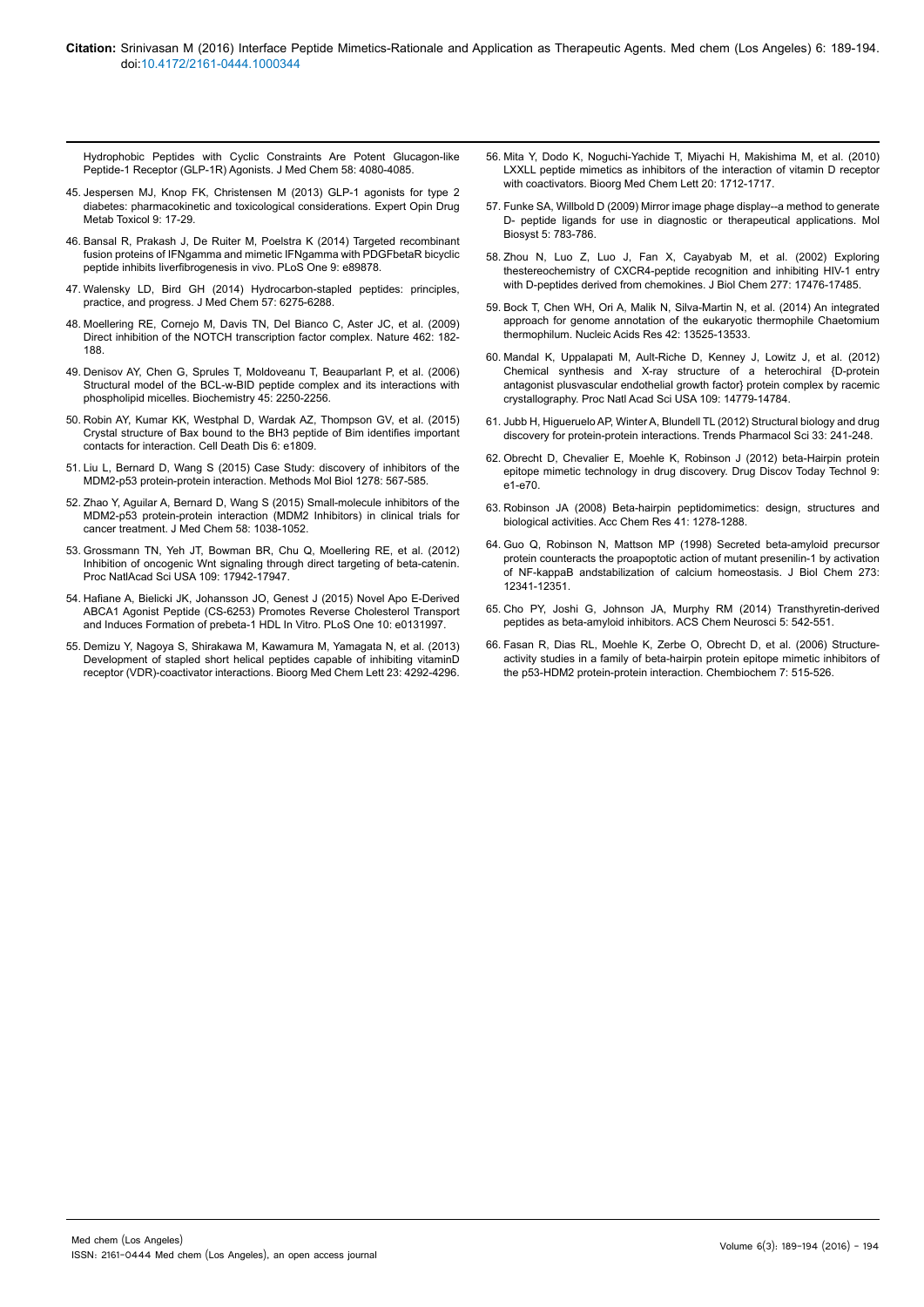Hydrophobic Peptides with Cyclic Constraints Are Potent Glucagon-like Peptide-1 Receptor (GLP-1R) Agonists. J Med Chem 58: 4080-4085.

45. Jespersen MJ, Knop FK, Christensen M (2013) GLP-1 agonists for type 2 diabetes: pharmacokinetic and toxicological considerations. Expert Opin Drug Metab Toxicol 9: 17-29.

46. Bansal R, Prakash J, De Ruiter M, Poelstra K (2014) Targeted recombinant fusion proteins of IFNgamma and mimetic IFNgamma with PDGFbetaR bicyclic peptide inhibits liverfibrogenesis in vivo. PLoS One 9: e89878.

47. Walensky LD, Bird GH (2014) Hydrocarbon-stapled peptides: principles, practice, and progress. J Med Chem 57: 6275-6288.

48. Moellering RE, Cornejo M, Davis TN, Del Bianco C, Aster JC, et al. (2009) Direct inhibition of the NOTCH transcription factor complex. Nature 462: 182-188.

49. Denisov AY, Chen G, Sprules T, Moldoveanu T, Beauparlant P, et al. (2006) Structural model of the BCL-w-BID peptide complex and its interactions with phospholipid micelles. Biochemistry 45: 2250-2256.

50. Robin AY, Kumar KK, Westphal D, Wardak AZ, Thompson GV, et al. (2015) Crystal structure of Bax bound to the BH3 peptide of Bim identifies important contacts for interaction. Cell Death Dis 6: e1809.

51. Liu L, Bernard D, Wang S (2015) Case Study: discovery of inhibitors of the MDM2-p53 protein-protein interaction. Methods Mol Biol 1278: 567-585.

52. Zhao Y, Aguilar A, Bernard D, Wang S (2015) Small-molecule inhibitors of the MDM2-p53 protein-protein interaction (MDM2 Inhibitors) in clinical trials for cancer treatment. J Med Chem 58: 1038-1052.

53. Grossmann TN, Yeh JT, Bowman BR, Chu Q, Moellering RE, et al. (2012) Inhibition of oncogenic Wnt signaling through direct targeting of beta-catenin. Proc NatlAcad Sci USA 109: 17942-17947.

54. Hafiane A, Bielicki JK, Johansson JO, Genest J (2015) Novel Apo E-Derived ABCA1 Agonist Peptide (CS-6253) Promotes Reverse Cholesterol Transport and Induces Formation of prebeta-1 HDL In Vitro. PLoS One 10: e0131997.

55. Demizu Y, Nagoya S, Shirakawa M, Kawamura M, Yamagata N, et al. (2013) Development of stapled short helical peptides capable of inhibiting vitaminD receptor (VDR)-coactivator interactions. Bioorg Med Chem Lett 23: 4292-4296.

56. Mita Y, Dodo K, Noguchi-Yachide T, Miyachi H, Makishima M, et al. (2010) LXXLL peptide mimetics as inhibitors of the interaction of vitamin D receptor with coactivators. Bioorg Med Chem Lett 20: 1712-1717.

57. Funke SA, Willbold D (2009) Mirror image phage display--a method to generate D- peptide ligands for use in diagnostic or therapeutical applications. Mol Biosyst 5: 783-786.

58. Zhou N, Luo Z, Luo J, Fan X, Cayabyab M, et al. (2002) Exploring thestereochemistry of CXCR4-peptide recognition and inhibiting HIV-1 entry with D-peptides derived from chemokines. J Biol Chem 277: 17476-17485.

59. Bock T, Chen WH, Ori A, Malik N, Silva-Martin N, et al. (2014) An integrated approach for genome annotation of the eukaryotic thermophile Chaetomium thermophilum. Nucleic Acids Res 42: 13525-13533.

60. Mandal K, Uppalapati M, Ault-Riche D, Kenney J, Lowitz J, et al. (2012) Chemical synthesis and X-ray structure of a heterochiral {D-protein antagonist plusvascular endothelial growth factor} protein complex by racemic crystallography. Proc Natl Acad Sci USA 109: 14779-14784.

61. Jubb H, Higueruelo AP, Winter A, Blundell TL (2012) Structural biology and drug discovery for protein-protein interactions. Trends Pharmacol Sci 33: 241-248.

62. Obrecht D, Chevalier E, Moehle K, Robinson J (2012) beta-Hairpin protein epitope mimetic technology in drug discovery. Drug Discov Today Technol 9: e1-e70.

63. Robinson JA (2008) Beta-hairpin peptidomimetics: design, structures and biological activities. Acc Chem Res 41: 1278-1288.

64. Guo Q, Robinson N, Mattson MP (1998) Secreted beta-amyloid precursor protein counteracts the proapoptotic action of mutant presenilin-1 by activation of NF-kappaB andstabilization of calcium homeostasis. J Biol Chem 273: 12341-12351.

65. Cho PY, Joshi G, Johnson JA, Murphy RM (2014) Transthyretin-derived peptides as beta-amyloid inhibitors. ACS Chem Neurosci 5: 542-551.

66. Fasan R, Dias RL, Moehle K, Zerbe O, Obrecht D, et al. (2006) Structure-activity studies in a family of beta-hairpin protein epitope mimetic inhibitors of the p53-HDM2 protein-protein interaction. Chembiochem 7: 515-526.